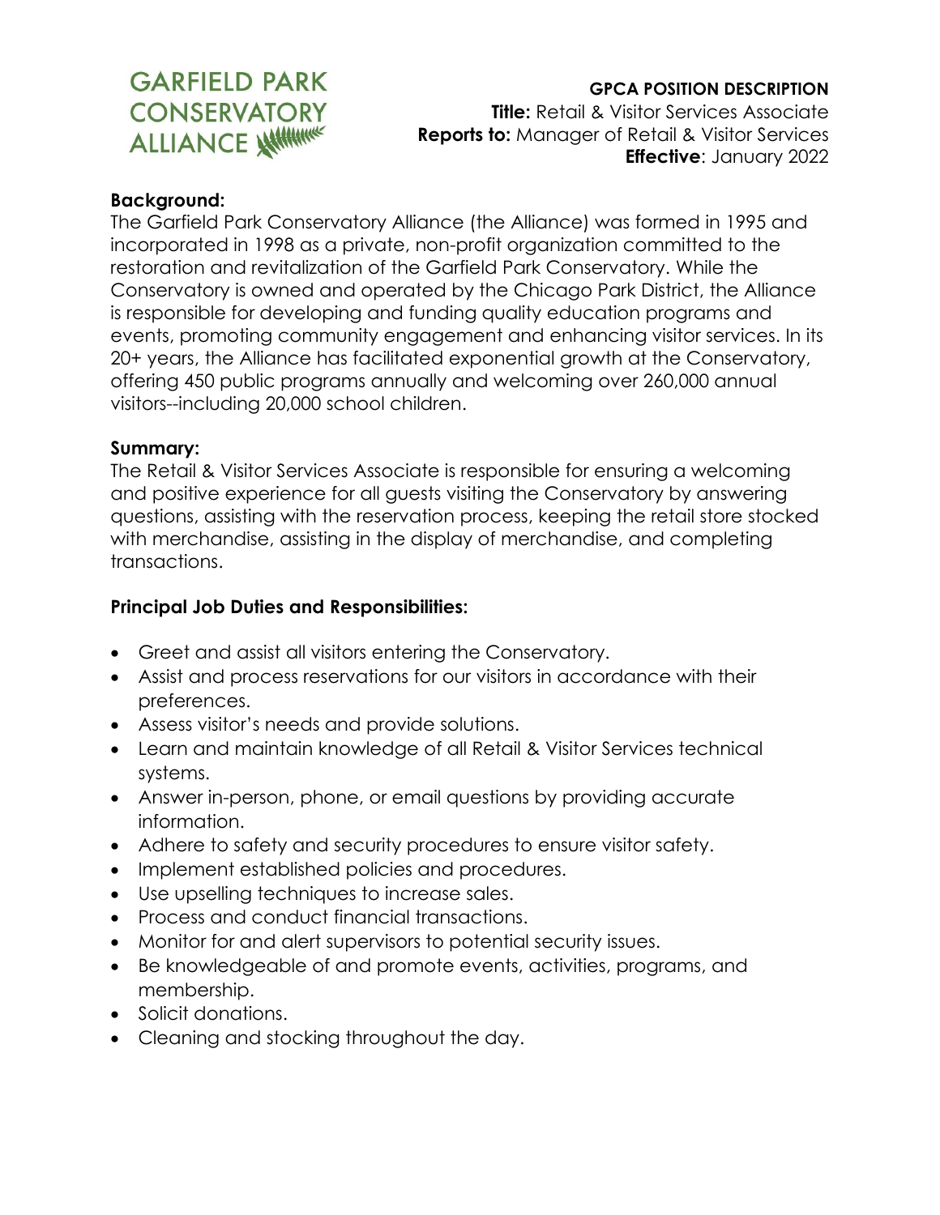GARFIELD PARK CONSERVATORY ALLIANCE

**GPCA POSITION DESCRIPTION**
**Title:** Retail & Visitor Services Associate
**Reports to:** Manager of Retail & Visitor Services
**Effective**: January 2022

**Background:**
The Garfield Park Conservatory Alliance (the Alliance) was formed in 1995 and incorporated in 1998 as a private, non-profit organization committed to the restoration and revitalization of the Garfield Park Conservatory. While the Conservatory is owned and operated by the Chicago Park District, the Alliance is responsible for developing and funding quality education programs and events, promoting community engagement and enhancing visitor services. In its 20+ years, the Alliance has facilitated exponential growth at the Conservatory, offering 450 public programs annually and welcoming over 260,000 annual visitors--including 20,000 school children.

**Summary:**
The Retail & Visitor Services Associate is responsible for ensuring a welcoming and positive experience for all guests visiting the Conservatory by answering questions, assisting with the reservation process, keeping the retail store stocked with merchandise, assisting in the display of merchandise, and completing transactions.

**Principal Job Duties and Responsibilities:**

- Greet and assist all visitors entering the Conservatory.
- Assist and process reservations for our visitors in accordance with their preferences.
- Assess visitor's needs and provide solutions.
- Learn and maintain knowledge of all Retail & Visitor Services technical systems.
- Answer in-person, phone, or email questions by providing accurate information.
- Adhere to safety and security procedures to ensure visitor safety.
- Implement established policies and procedures.
- Use upselling techniques to increase sales.
- Process and conduct financial transactions.
- Monitor for and alert supervisors to potential security issues.
- Be knowledgeable of and promote events, activities, programs, and membership.
- Solicit donations.
- Cleaning and stocking throughout the day.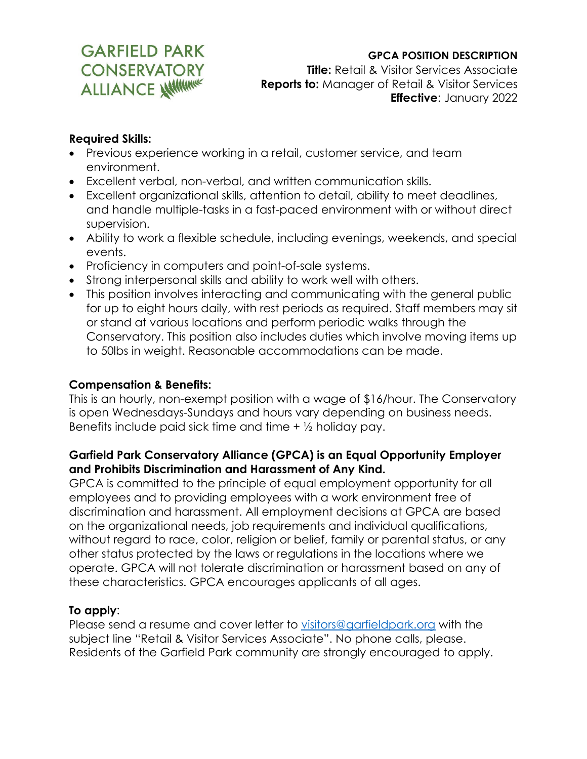GARFIELD PARK CONSERVATORY ALLIANCE

**GPCA POSITION DESCRIPTION**
**Title:** Retail & Visitor Services Associate
**Reports to:** Manager of Retail & Visitor Services
**Effective**: January 2022

**Required Skills:**

- Previous experience working in a retail, customer service, and team environment.
- Excellent verbal, non-verbal, and written communication skills.
- Excellent organizational skills, attention to detail, ability to meet deadlines, and handle multiple-tasks in a fast-paced environment with or without direct supervision.
- Ability to work a flexible schedule, including evenings, weekends, and special events.
- Proficiency in computers and point-of-sale systems.
- Strong interpersonal skills and ability to work well with others.
- This position involves interacting and communicating with the general public for up to eight hours daily, with rest periods as required. Staff members may sit or stand at various locations and perform periodic walks through the Conservatory. This position also includes duties which involve moving items up to 50lbs in weight. Reasonable accommodations can be made.

**Compensation & Benefits:**
This is an hourly, non-exempt position with a wage of $16/hour. The Conservatory is open Wednesdays-Sundays and hours vary depending on business needs. Benefits include paid sick time and time + ½ holiday pay.

**Garfield Park Conservatory Alliance (GPCA) is an Equal Opportunity Employer and Prohibits Discrimination and Harassment of Any Kind.**
GPCA is committed to the principle of equal employment opportunity for all employees and to providing employees with a work environment free of discrimination and harassment. All employment decisions at GPCA are based on the organizational needs, job requirements and individual qualifications, without regard to race, color, religion or belief, family or parental status, or any other status protected by the laws or regulations in the locations where we operate. GPCA will not tolerate discrimination or harassment based on any of these characteristics. GPCA encourages applicants of all ages.

**To apply**:
Please send a resume and cover letter to visitors@garfieldpark.org with the subject line "Retail & Visitor Services Associate". No phone calls, please. Residents of the Garfield Park community are strongly encouraged to apply.